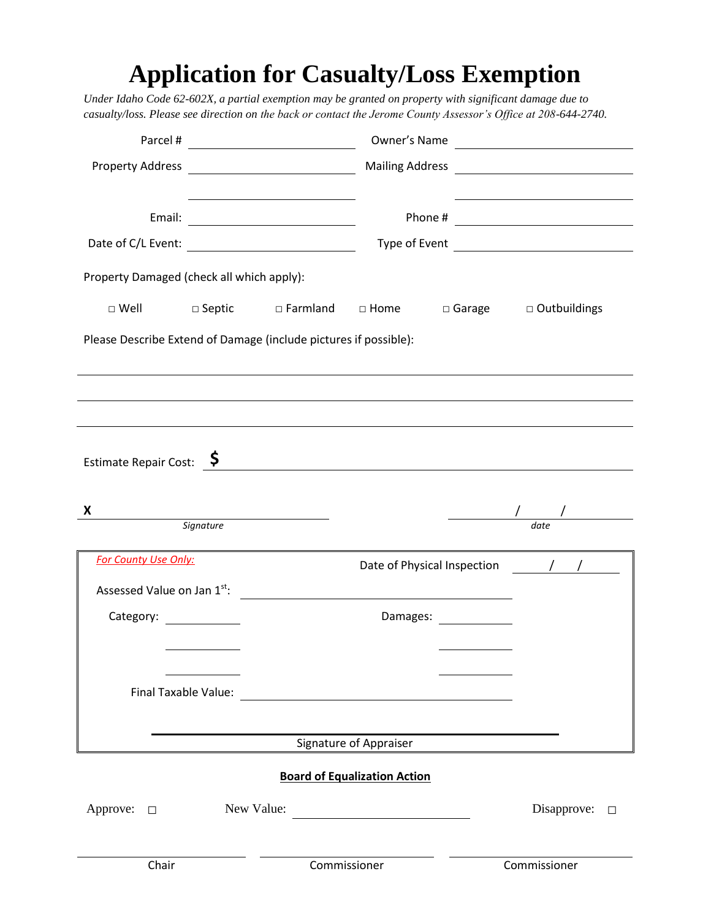# Application for Casualty/Loss Exemption

*Under Idaho Code 62-602X, a partial exemption may be granted on property with significant damage due to casualty/loss. Please see direction on the back or contact the Jerome County Assessor's Office at 208-644-2740.*

Parcel # ______________________ Owner's Name ______________________

Property Address ______________________ Mailing Address ______________________

______________________ ______________________

Email: ______________________ Phone # ______________________

Date of C/L Event: ______________________ Type of Event ______________________

Property Damaged (check all which apply):

□ Well □ Septic □ Farmland □ Home □ Garage □ Outbuildings

Please Describe Extend of Damage (include pictures if possible):

______________________________________________

______________________________________________

______________________________________________

Estimate Repair Cost: **$** ______________________

**X** ______________________ ____/____/____

*Signature* *date*

---

*For County Use Only:* Date of Physical Inspection ____/____/____

Assessed Value on Jan 1st: ______________________

Category: __________ Damages: __________

__________ __________

__________ __________

Final Taxable Value: ______________________

______________________
Signature of Appraiser

---

**Board of Equalization Action**

Approve: □ New Value: ______________________ Disapprove: □

______________________ ______________________ ______________________

Chair Commissioner Commissioner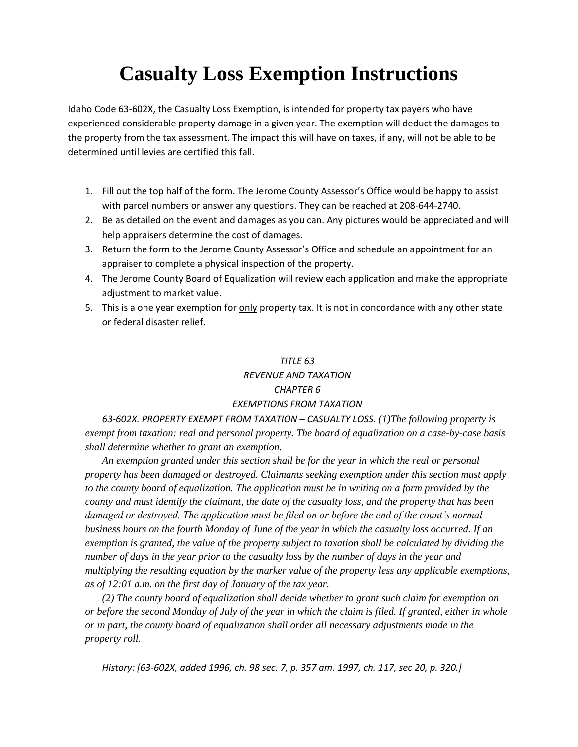# Casualty Loss Exemption Instructions

Idaho Code 63-602X, the Casualty Loss Exemption, is intended for property tax payers who have experienced considerable property damage in a given year. The exemption will deduct the damages to the property from the tax assessment. The impact this will have on taxes, if any, will not be able to be determined until levies are certified this fall.

1. Fill out the top half of the form. The Jerome County Assessor's Office would be happy to assist with parcel numbers or answer any questions. They can be reached at 208-644-2740.
2. Be as detailed on the event and damages as you can. Any pictures would be appreciated and will help appraisers determine the cost of damages.
3. Return the form to the Jerome County Assessor's Office and schedule an appointment for an appraiser to complete a physical inspection of the property.
4. The Jerome County Board of Equalization will review each application and make the appropriate adjustment to market value.
5. This is a one year exemption for <u>only</u> property tax. It is not in concordance with any other state or federal disaster relief.

*TITLE 63*
*REVENUE AND TAXATION*
*CHAPTER 6*
*EXEMPTIONS FROM TAXATION*

*63-602X. PROPERTY EXEMPT FROM TAXATION – CASUALTY LOSS. (1)The following property is exempt from taxation: real and personal property. The board of equalization on a case-by-case basis shall determine whether to grant an exemption.*

*An exemption granted under this section shall be for the year in which the real or personal property has been damaged or destroyed. Claimants seeking exemption under this section must apply to the county board of equalization. The application must be in writing on a form provided by the county and must identify the claimant, the date of the casualty loss, and the property that has been damaged or destroyed. The application must be filed on or before the end of the count's normal business hours on the fourth Monday of June of the year in which the casualty loss occurred. If an exemption is granted, the value of the property subject to taxation shall be calculated by dividing the number of days in the year prior to the casualty loss by the number of days in the year and multiplying the resulting equation by the marker value of the property less any applicable exemptions, as of 12:01 a.m. on the first day of January of the tax year.*

*(2) The county board of equalization shall decide whether to grant such claim for exemption on or before the second Monday of July of the year in which the claim is filed. If granted, either in whole or in part, the county board of equalization shall order all necessary adjustments made in the property roll.*

*History: [63-602X, added 1996, ch. 98 sec. 7, p. 357 am. 1997, ch. 117, sec 20, p. 320.]*